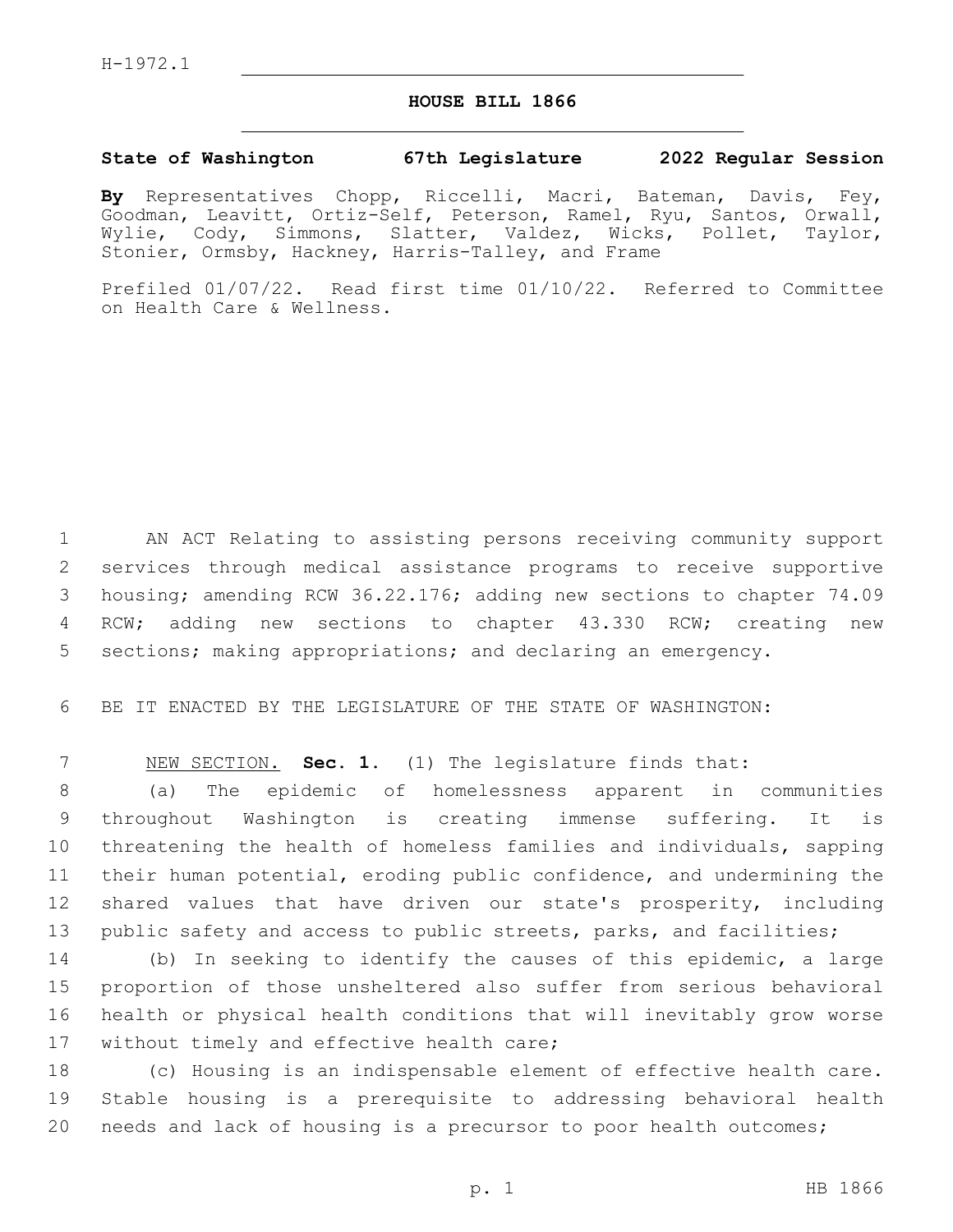H-1972.1

# HOUSE BILL 1866

**State of Washington 67th Legislature 2022 Regular Session**

**By** Representatives Chopp, Riccelli, Macri, Bateman, Davis, Fey, Goodman, Leavitt, Ortiz-Self, Peterson, Ramel, Ryu, Santos, Orwall, Wylie, Cody, Simmons, Slatter, Valdez, Wicks, Pollet, Taylor, Stonier, Ormsby, Hackney, Harris-Talley, and Frame

Prefiled 01/07/22. Read first time 01/10/22. Referred to Committee on Health Care & Wellness.

AN ACT Relating to assisting persons receiving community support services through medical assistance programs to receive supportive housing; amending RCW 36.22.176; adding new sections to chapter 74.09 RCW; adding new sections to chapter 43.330 RCW; creating new sections; making appropriations; and declaring an emergency.

BE IT ENACTED BY THE LEGISLATURE OF THE STATE OF WASHINGTON:

NEW SECTION. **Sec. 1.** (1) The legislature finds that:

(a) The epidemic of homelessness apparent in communities throughout Washington is creating immense suffering. It is threatening the health of homeless families and individuals, sapping their human potential, eroding public confidence, and undermining the shared values that have driven our state's prosperity, including public safety and access to public streets, parks, and facilities;

(b) In seeking to identify the causes of this epidemic, a large proportion of those unsheltered also suffer from serious behavioral health or physical health conditions that will inevitably grow worse without timely and effective health care;

(c) Housing is an indispensable element of effective health care. Stable housing is a prerequisite to addressing behavioral health needs and lack of housing is a precursor to poor health outcomes;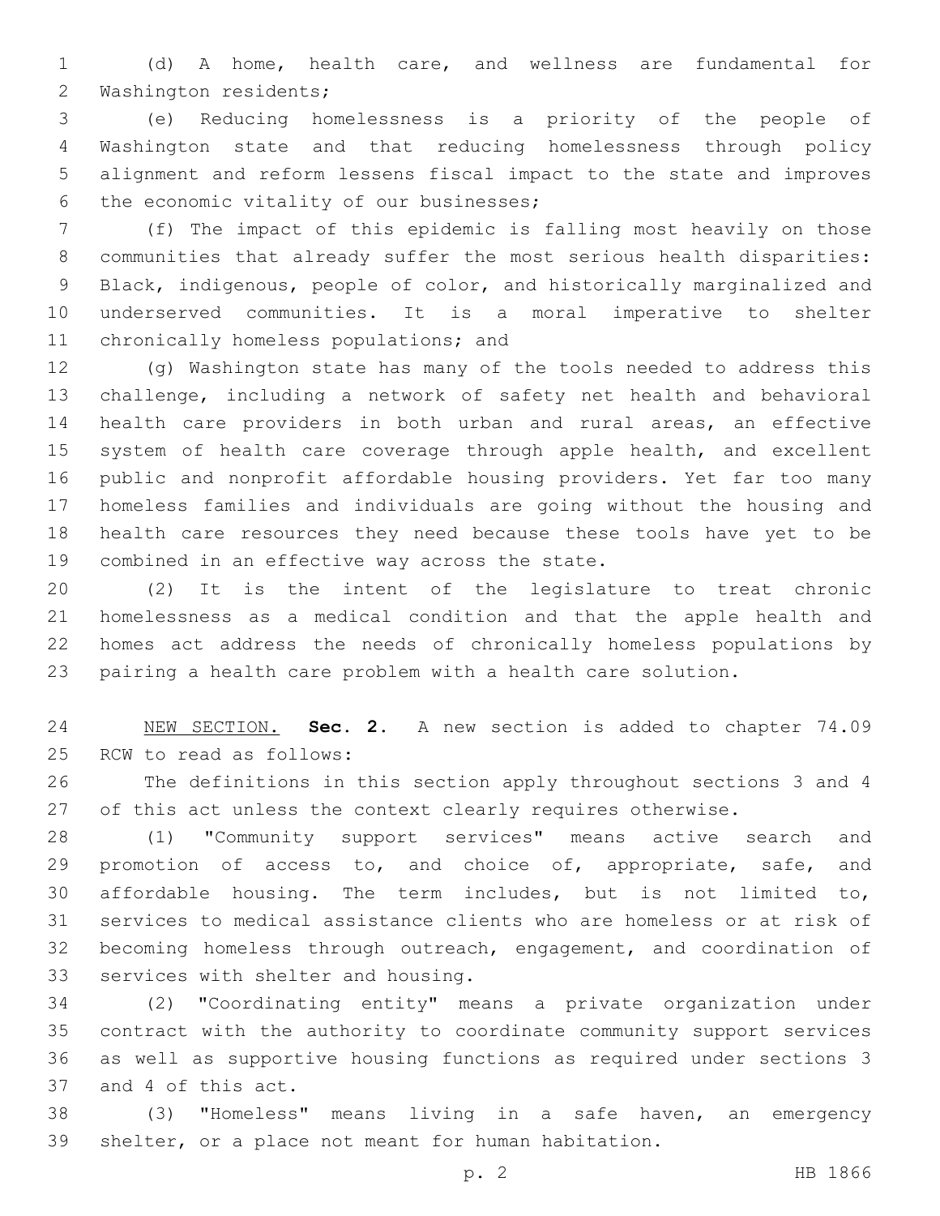(d) A home, health care, and wellness are fundamental for Washington residents;

(e) Reducing homelessness is a priority of the people of Washington state and that reducing homelessness through policy alignment and reform lessens fiscal impact to the state and improves the economic vitality of our businesses;

(f) The impact of this epidemic is falling most heavily on those communities that already suffer the most serious health disparities: Black, indigenous, people of color, and historically marginalized and underserved communities. It is a moral imperative to shelter chronically homeless populations; and

(g) Washington state has many of the tools needed to address this challenge, including a network of safety net health and behavioral health care providers in both urban and rural areas, an effective system of health care coverage through apple health, and excellent public and nonprofit affordable housing providers. Yet far too many homeless families and individuals are going without the housing and health care resources they need because these tools have yet to be combined in an effective way across the state.

(2) It is the intent of the legislature to treat chronic homelessness as a medical condition and that the apple health and homes act address the needs of chronically homeless populations by pairing a health care problem with a health care solution.

NEW SECTION. **Sec. 2.** A new section is added to chapter 74.09 RCW to read as follows:

The definitions in this section apply throughout sections 3 and 4 of this act unless the context clearly requires otherwise.

(1) "Community support services" means active search and promotion of access to, and choice of, appropriate, safe, and affordable housing. The term includes, but is not limited to, services to medical assistance clients who are homeless or at risk of becoming homeless through outreach, engagement, and coordination of services with shelter and housing.

(2) "Coordinating entity" means a private organization under contract with the authority to coordinate community support services as well as supportive housing functions as required under sections 3 and 4 of this act.

(3) "Homeless" means living in a safe haven, an emergency shelter, or a place not meant for human habitation.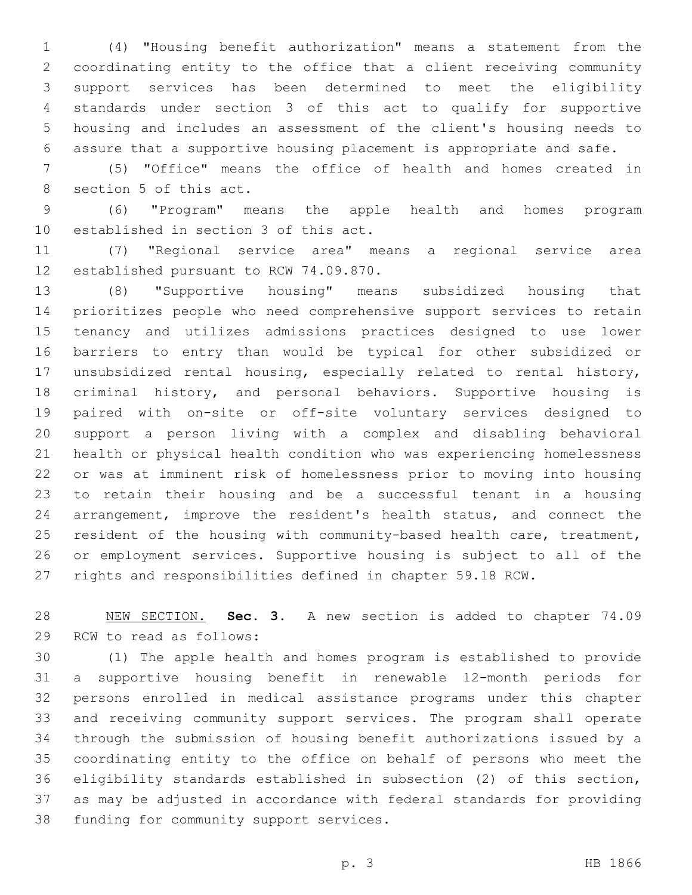(4) "Housing benefit authorization" means a statement from the coordinating entity to the office that a client receiving community support services has been determined to meet the eligibility standards under section 3 of this act to qualify for supportive housing and includes an assessment of the client's housing needs to assure that a supportive housing placement is appropriate and safe.

(5) "Office" means the office of health and homes created in section 5 of this act.

(6) "Program" means the apple health and homes program established in section 3 of this act.

(7) "Regional service area" means a regional service area established pursuant to RCW 74.09.870.

(8) "Supportive housing" means subsidized housing that prioritizes people who need comprehensive support services to retain tenancy and utilizes admissions practices designed to use lower barriers to entry than would be typical for other subsidized or unsubsidized rental housing, especially related to rental history, criminal history, and personal behaviors. Supportive housing is paired with on-site or off-site voluntary services designed to support a person living with a complex and disabling behavioral health or physical health condition who was experiencing homelessness or was at imminent risk of homelessness prior to moving into housing to retain their housing and be a successful tenant in a housing arrangement, improve the resident's health status, and connect the resident of the housing with community-based health care, treatment, or employment services. Supportive housing is subject to all of the rights and responsibilities defined in chapter 59.18 RCW.

NEW SECTION. **Sec. 3.** A new section is added to chapter 74.09 RCW to read as follows:

(1) The apple health and homes program is established to provide a supportive housing benefit in renewable 12-month periods for persons enrolled in medical assistance programs under this chapter and receiving community support services. The program shall operate through the submission of housing benefit authorizations issued by a coordinating entity to the office on behalf of persons who meet the eligibility standards established in subsection (2) of this section, as may be adjusted in accordance with federal standards for providing funding for community support services.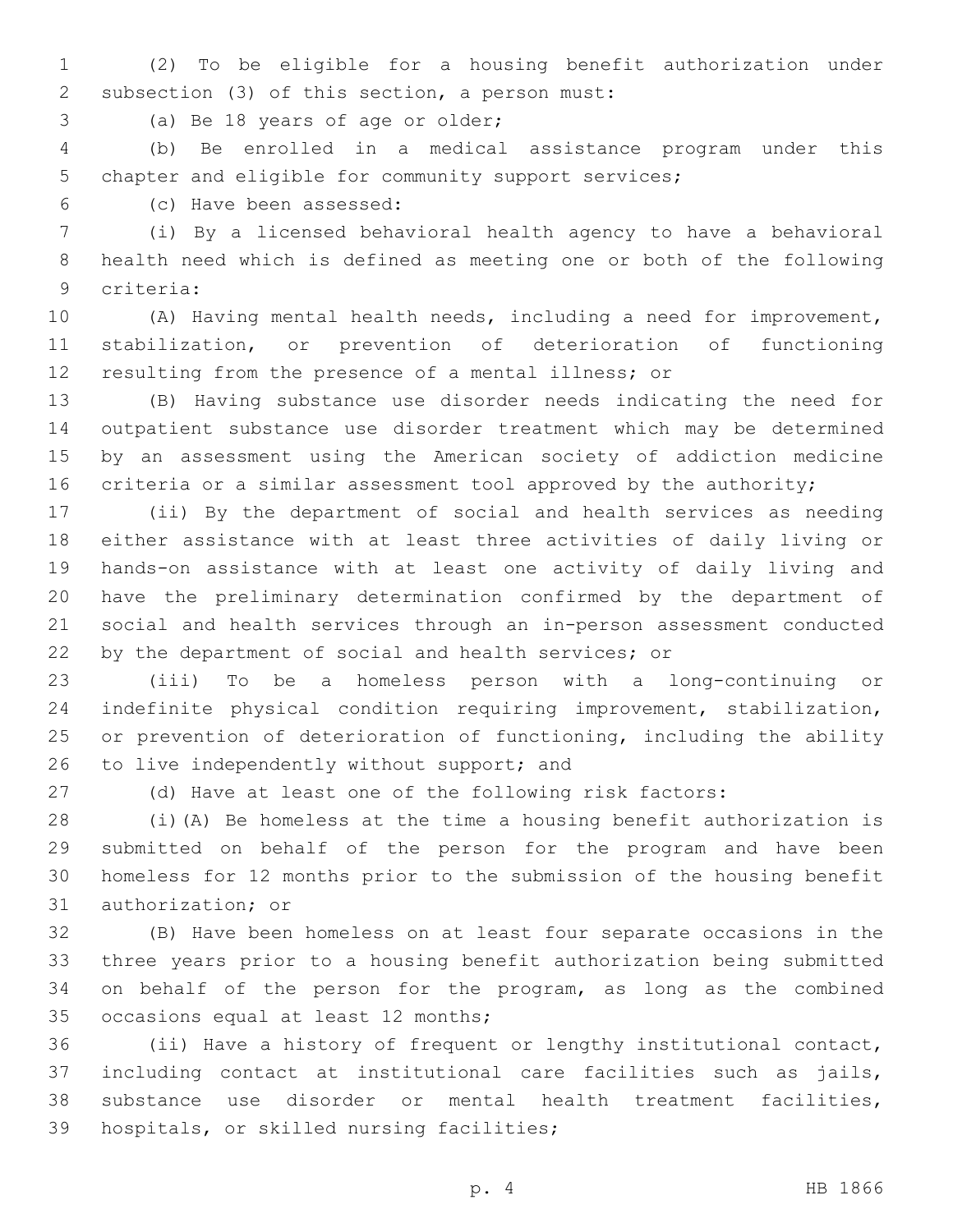(2) To be eligible for a housing benefit authorization under subsection (3) of this section, a person must:

(a) Be 18 years of age or older;

(b) Be enrolled in a medical assistance program under this chapter and eligible for community support services;

(c) Have been assessed:

(i) By a licensed behavioral health agency to have a behavioral health need which is defined as meeting one or both of the following criteria:

(A) Having mental health needs, including a need for improvement, stabilization, or prevention of deterioration of functioning resulting from the presence of a mental illness; or

(B) Having substance use disorder needs indicating the need for outpatient substance use disorder treatment which may be determined by an assessment using the American society of addiction medicine criteria or a similar assessment tool approved by the authority;

(ii) By the department of social and health services as needing either assistance with at least three activities of daily living or hands-on assistance with at least one activity of daily living and have the preliminary determination confirmed by the department of social and health services through an in-person assessment conducted by the department of social and health services; or

(iii) To be a homeless person with a long-continuing or indefinite physical condition requiring improvement, stabilization, or prevention of deterioration of functioning, including the ability to live independently without support; and

(d) Have at least one of the following risk factors:

(i)(A) Be homeless at the time a housing benefit authorization is submitted on behalf of the person for the program and have been homeless for 12 months prior to the submission of the housing benefit authorization; or

(B) Have been homeless on at least four separate occasions in the three years prior to a housing benefit authorization being submitted on behalf of the person for the program, as long as the combined occasions equal at least 12 months;

(ii) Have a history of frequent or lengthy institutional contact, including contact at institutional care facilities such as jails, substance use disorder or mental health treatment facilities, hospitals, or skilled nursing facilities;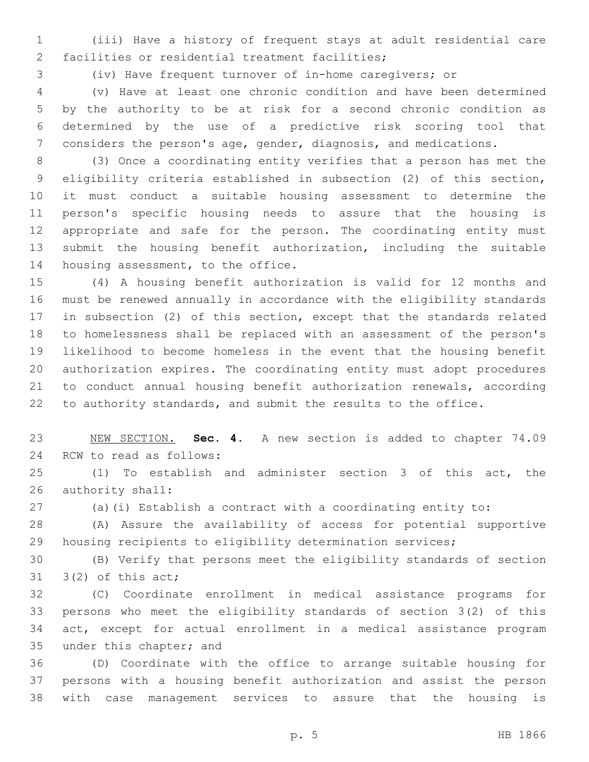(iii) Have a history of frequent stays at adult residential care facilities or residential treatment facilities;

(iv) Have frequent turnover of in-home caregivers; or

(v) Have at least one chronic condition and have been determined by the authority to be at risk for a second chronic condition as determined by the use of a predictive risk scoring tool that considers the person's age, gender, diagnosis, and medications.

(3) Once a coordinating entity verifies that a person has met the eligibility criteria established in subsection (2) of this section, it must conduct a suitable housing assessment to determine the person's specific housing needs to assure that the housing is appropriate and safe for the person. The coordinating entity must submit the housing benefit authorization, including the suitable housing assessment, to the office.

(4) A housing benefit authorization is valid for 12 months and must be renewed annually in accordance with the eligibility standards in subsection (2) of this section, except that the standards related to homelessness shall be replaced with an assessment of the person's likelihood to become homeless in the event that the housing benefit authorization expires. The coordinating entity must adopt procedures to conduct annual housing benefit authorization renewals, according to authority standards, and submit the results to the office.

NEW SECTION. **Sec. 4.** A new section is added to chapter 74.09 RCW to read as follows:

(1) To establish and administer section 3 of this act, the authority shall:

(a)(i) Establish a contract with a coordinating entity to:

(A) Assure the availability of access for potential supportive housing recipients to eligibility determination services;

(B) Verify that persons meet the eligibility standards of section 3(2) of this act;

(C) Coordinate enrollment in medical assistance programs for persons who meet the eligibility standards of section 3(2) of this act, except for actual enrollment in a medical assistance program under this chapter; and

(D) Coordinate with the office to arrange suitable housing for persons with a housing benefit authorization and assist the person with case management services to assure that the housing is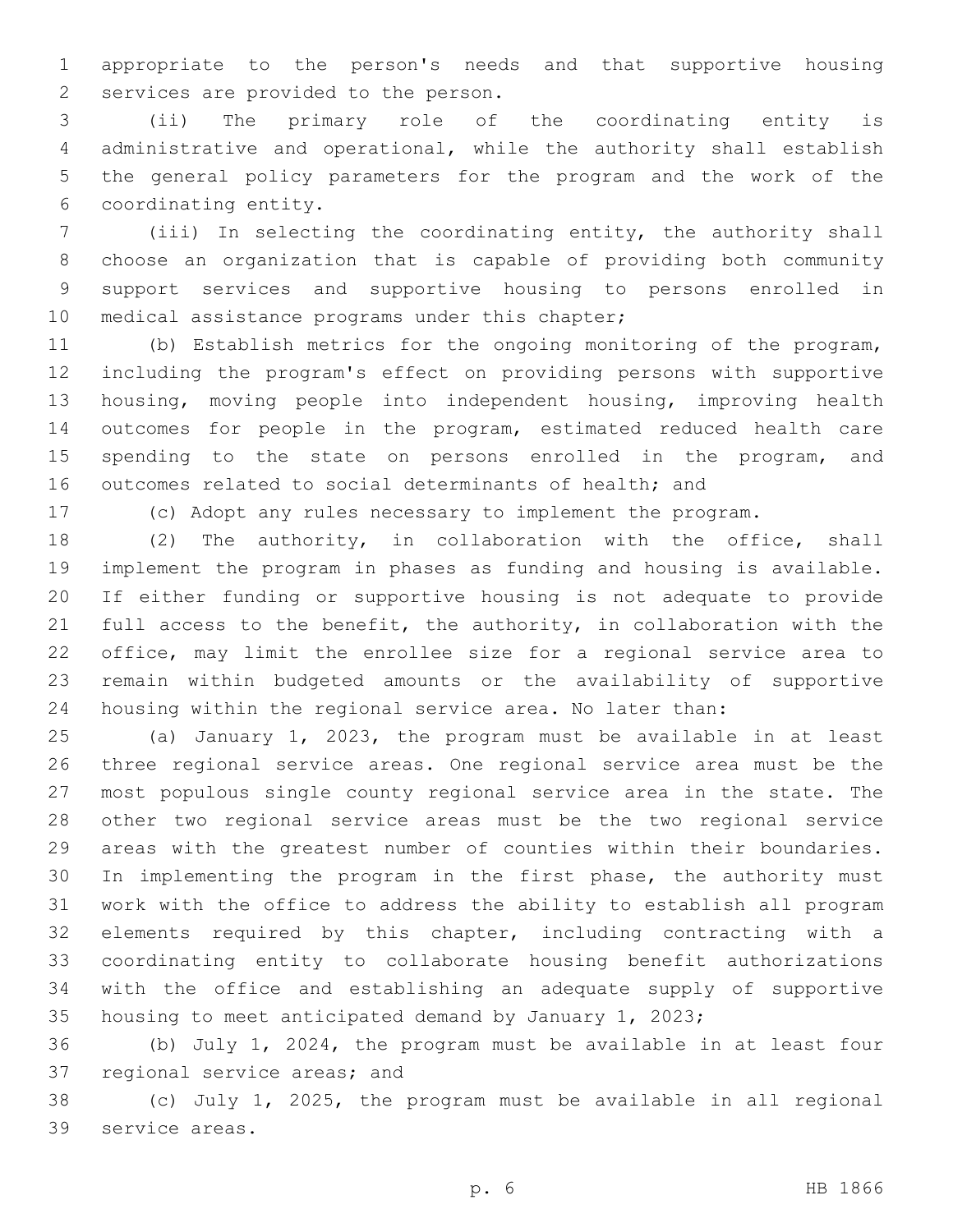appropriate to the person's needs and that supportive housing services are provided to the person.

(ii) The primary role of the coordinating entity is administrative and operational, while the authority shall establish the general policy parameters for the program and the work of the coordinating entity.

(iii) In selecting the coordinating entity, the authority shall choose an organization that is capable of providing both community support services and supportive housing to persons enrolled in medical assistance programs under this chapter;

(b) Establish metrics for the ongoing monitoring of the program, including the program's effect on providing persons with supportive housing, moving people into independent housing, improving health outcomes for people in the program, estimated reduced health care spending to the state on persons enrolled in the program, and outcomes related to social determinants of health; and

(c) Adopt any rules necessary to implement the program.

(2) The authority, in collaboration with the office, shall implement the program in phases as funding and housing is available. If either funding or supportive housing is not adequate to provide full access to the benefit, the authority, in collaboration with the office, may limit the enrollee size for a regional service area to remain within budgeted amounts or the availability of supportive housing within the regional service area. No later than:

(a) January 1, 2023, the program must be available in at least three regional service areas. One regional service area must be the most populous single county regional service area in the state. The other two regional service areas must be the two regional service areas with the greatest number of counties within their boundaries. In implementing the program in the first phase, the authority must work with the office to address the ability to establish all program elements required by this chapter, including contracting with a coordinating entity to collaborate housing benefit authorizations with the office and establishing an adequate supply of supportive housing to meet anticipated demand by January 1, 2023;

(b) July 1, 2024, the program must be available in at least four regional service areas; and

(c) July 1, 2025, the program must be available in all regional service areas.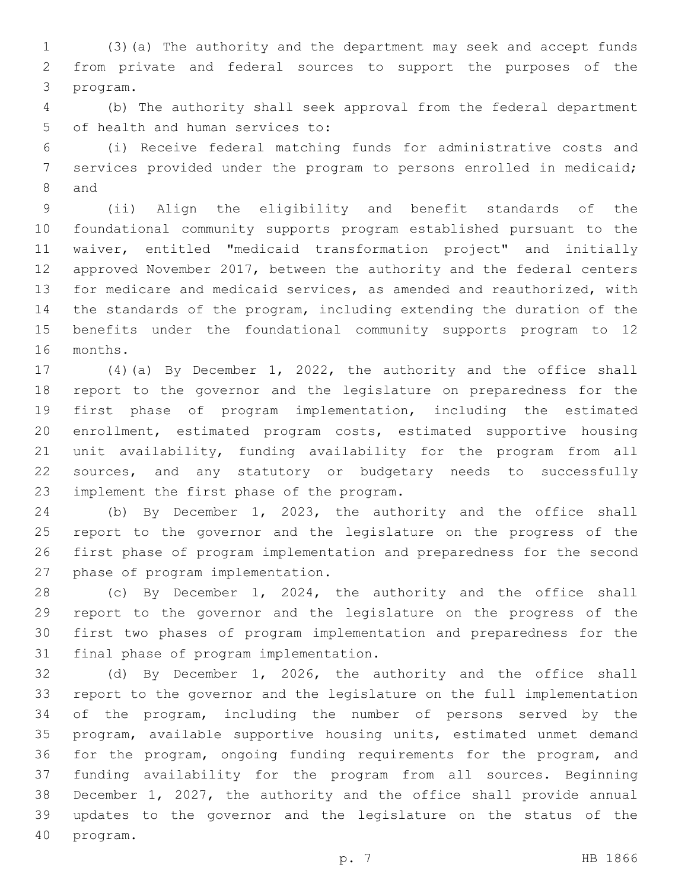(3)(a) The authority and the department may seek and accept funds from private and federal sources to support the purposes of the program.

(b) The authority shall seek approval from the federal department of health and human services to:

(i) Receive federal matching funds for administrative costs and services provided under the program to persons enrolled in medicaid; and

(ii) Align the eligibility and benefit standards of the foundational community supports program established pursuant to the waiver, entitled "medicaid transformation project" and initially approved November 2017, between the authority and the federal centers for medicare and medicaid services, as amended and reauthorized, with the standards of the program, including extending the duration of the benefits under the foundational community supports program to 12 months.

(4)(a) By December 1, 2022, the authority and the office shall report to the governor and the legislature on preparedness for the first phase of program implementation, including the estimated enrollment, estimated program costs, estimated supportive housing unit availability, funding availability for the program from all sources, and any statutory or budgetary needs to successfully implement the first phase of the program.

(b) By December 1, 2023, the authority and the office shall report to the governor and the legislature on the progress of the first phase of program implementation and preparedness for the second phase of program implementation.

(c) By December 1, 2024, the authority and the office shall report to the governor and the legislature on the progress of the first two phases of program implementation and preparedness for the final phase of program implementation.

(d) By December 1, 2026, the authority and the office shall report to the governor and the legislature on the full implementation of the program, including the number of persons served by the program, available supportive housing units, estimated unmet demand for the program, ongoing funding requirements for the program, and funding availability for the program from all sources. Beginning December 1, 2027, the authority and the office shall provide annual updates to the governor and the legislature on the status of the program.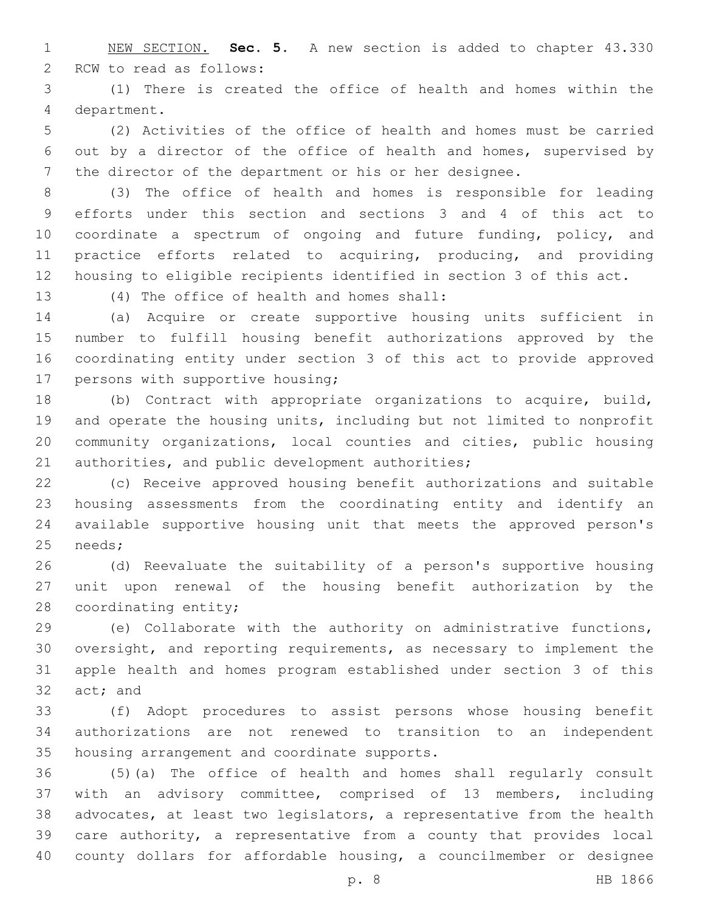NEW SECTION. **Sec. 5.** A new section is added to chapter 43.330 RCW to read as follows:

(1) There is created the office of health and homes within the department.

(2) Activities of the office of health and homes must be carried out by a director of the office of health and homes, supervised by the director of the department or his or her designee.

(3) The office of health and homes is responsible for leading efforts under this section and sections 3 and 4 of this act to coordinate a spectrum of ongoing and future funding, policy, and practice efforts related to acquiring, producing, and providing housing to eligible recipients identified in section 3 of this act.

(4) The office of health and homes shall:

(a) Acquire or create supportive housing units sufficient in number to fulfill housing benefit authorizations approved by the coordinating entity under section 3 of this act to provide approved persons with supportive housing;

(b) Contract with appropriate organizations to acquire, build, and operate the housing units, including but not limited to nonprofit community organizations, local counties and cities, public housing authorities, and public development authorities;

(c) Receive approved housing benefit authorizations and suitable housing assessments from the coordinating entity and identify an available supportive housing unit that meets the approved person's needs;

(d) Reevaluate the suitability of a person's supportive housing unit upon renewal of the housing benefit authorization by the coordinating entity;

(e) Collaborate with the authority on administrative functions, oversight, and reporting requirements, as necessary to implement the apple health and homes program established under section 3 of this act; and

(f) Adopt procedures to assist persons whose housing benefit authorizations are not renewed to transition to an independent housing arrangement and coordinate supports.

(5)(a) The office of health and homes shall regularly consult with an advisory committee, comprised of 13 members, including advocates, at least two legislators, a representative from the health care authority, a representative from a county that provides local county dollars for affordable housing, a councilmember or designee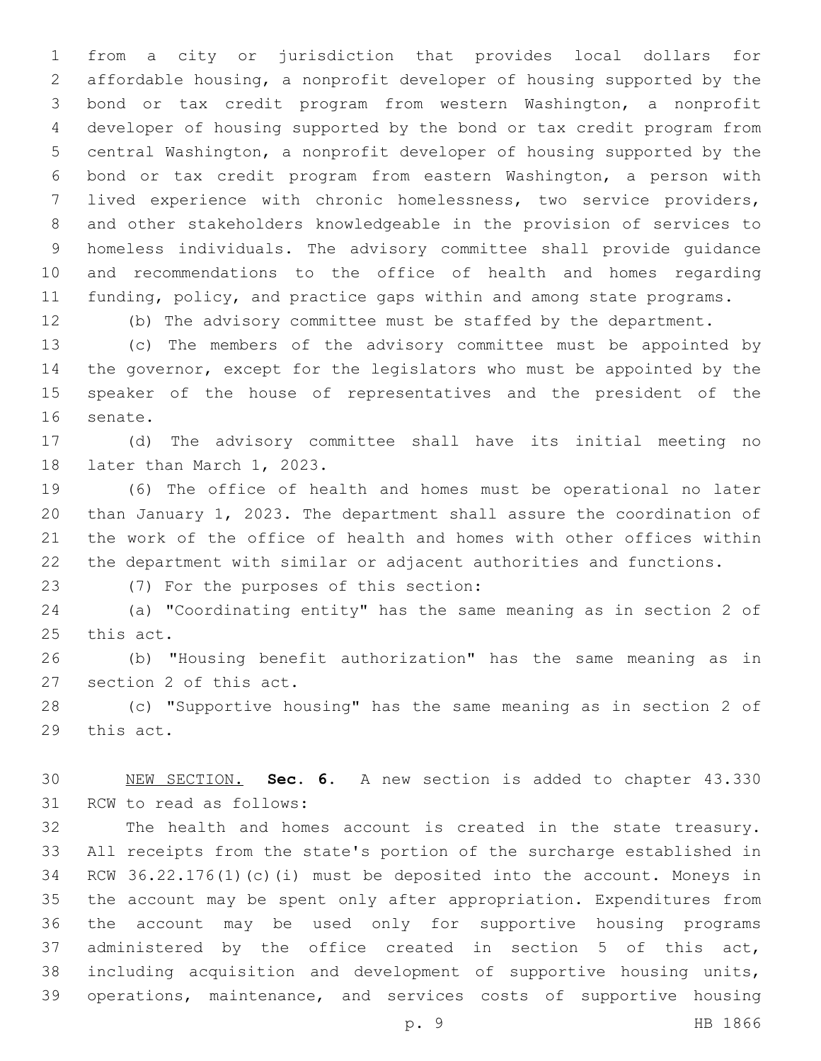from a city or jurisdiction that provides local dollars for affordable housing, a nonprofit developer of housing supported by the bond or tax credit program from western Washington, a nonprofit developer of housing supported by the bond or tax credit program from central Washington, a nonprofit developer of housing supported by the bond or tax credit program from eastern Washington, a person with lived experience with chronic homelessness, two service providers, and other stakeholders knowledgeable in the provision of services to homeless individuals. The advisory committee shall provide guidance and recommendations to the office of health and homes regarding funding, policy, and practice gaps within and among state programs.

(b) The advisory committee must be staffed by the department.

(c) The members of the advisory committee must be appointed by the governor, except for the legislators who must be appointed by the speaker of the house of representatives and the president of the senate.

(d) The advisory committee shall have its initial meeting no later than March 1, 2023.

(6) The office of health and homes must be operational no later than January 1, 2023. The department shall assure the coordination of the work of the office of health and homes with other offices within the department with similar or adjacent authorities and functions.

(7) For the purposes of this section:

(a) "Coordinating entity" has the same meaning as in section 2 of this act.

(b) "Housing benefit authorization" has the same meaning as in section 2 of this act.

(c) "Supportive housing" has the same meaning as in section 2 of this act.

NEW SECTION. **Sec. 6.** A new section is added to chapter 43.330 RCW to read as follows:

The health and homes account is created in the state treasury. All receipts from the state's portion of the surcharge established in RCW 36.22.176(1)(c)(i) must be deposited into the account. Moneys in the account may be spent only after appropriation. Expenditures from the account may be used only for supportive housing programs administered by the office created in section 5 of this act, including acquisition and development of supportive housing units, operations, maintenance, and services costs of supportive housing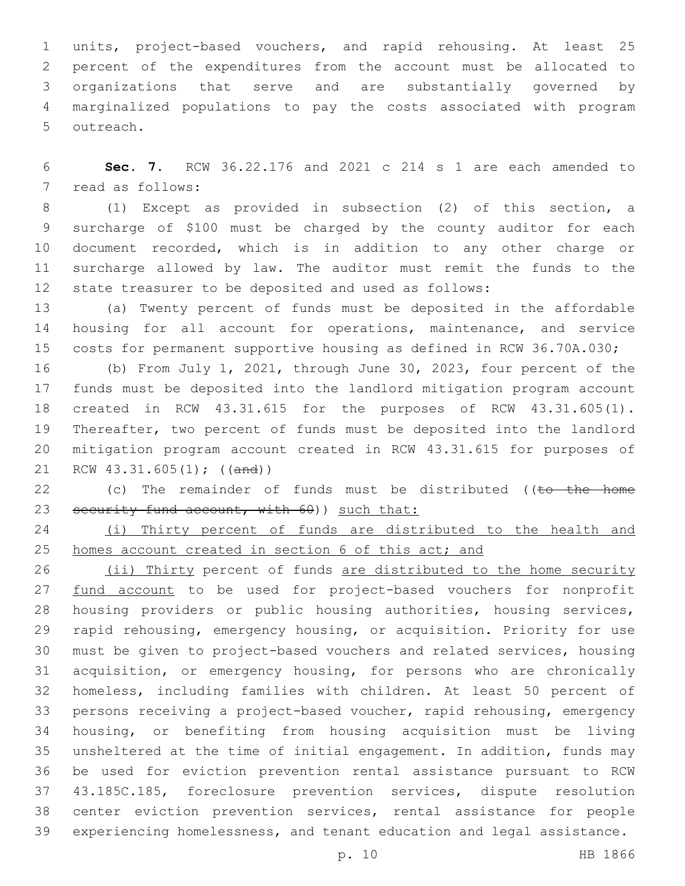units, project-based vouchers, and rapid rehousing. At least 25 percent of the expenditures from the account must be allocated to organizations that serve and are substantially governed by marginalized populations to pay the costs associated with program outreach.

**Sec. 7.** RCW 36.22.176 and 2021 c 214 s 1 are each amended to read as follows:

(1) Except as provided in subsection (2) of this section, a surcharge of $100 must be charged by the county auditor for each document recorded, which is in addition to any other charge or surcharge allowed by law. The auditor must remit the funds to the state treasurer to be deposited and used as follows:

(a) Twenty percent of funds must be deposited in the affordable housing for all account for operations, maintenance, and service costs for permanent supportive housing as defined in RCW 36.70A.030;

(b) From July 1, 2021, through June 30, 2023, four percent of the funds must be deposited into the landlord mitigation program account created in RCW 43.31.615 for the purposes of RCW 43.31.605(1). Thereafter, two percent of funds must be deposited into the landlord mitigation program account created in RCW 43.31.615 for purposes of RCW 43.31.605(1); ((~~and~~))

(c) The remainder of funds must be distributed ((~~to the home security fund account, with 60~~)) <u>such that:</u>

<u>(i) Thirty percent of funds are distributed to the health and homes account created in section 6 of this act; and</u>

<u>(ii) Thirty</u> percent of funds <u>are distributed to the home security fund account</u> to be used for project-based vouchers for nonprofit housing providers or public housing authorities, housing services, rapid rehousing, emergency housing, or acquisition. Priority for use must be given to project-based vouchers and related services, housing acquisition, or emergency housing, for persons who are chronically homeless, including families with children. At least 50 percent of persons receiving a project-based voucher, rapid rehousing, emergency housing, or benefiting from housing acquisition must be living unsheltered at the time of initial engagement. In addition, funds may be used for eviction prevention rental assistance pursuant to RCW 43.185C.185, foreclosure prevention services, dispute resolution center eviction prevention services, rental assistance for people experiencing homelessness, and tenant education and legal assistance.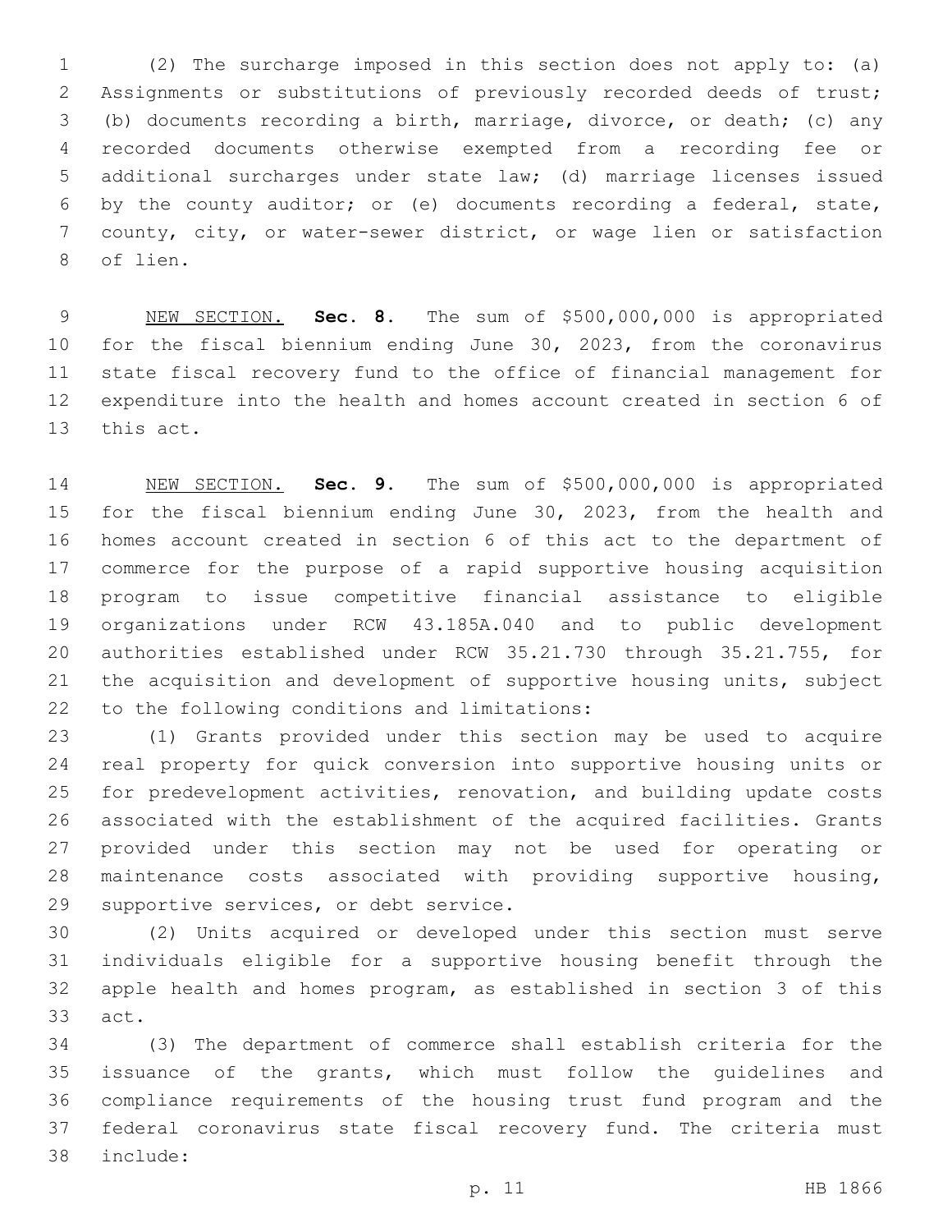(2) The surcharge imposed in this section does not apply to: (a) Assignments or substitutions of previously recorded deeds of trust; (b) documents recording a birth, marriage, divorce, or death; (c) any recorded documents otherwise exempted from a recording fee or additional surcharges under state law; (d) marriage licenses issued by the county auditor; or (e) documents recording a federal, state, county, city, or water-sewer district, or wage lien or satisfaction of lien.

NEW SECTION. **Sec. 8.** The sum of $500,000,000 is appropriated for the fiscal biennium ending June 30, 2023, from the coronavirus state fiscal recovery fund to the office of financial management for expenditure into the health and homes account created in section 6 of this act.

NEW SECTION. **Sec. 9.** The sum of $500,000,000 is appropriated for the fiscal biennium ending June 30, 2023, from the health and homes account created in section 6 of this act to the department of commerce for the purpose of a rapid supportive housing acquisition program to issue competitive financial assistance to eligible organizations under RCW 43.185A.040 and to public development authorities established under RCW 35.21.730 through 35.21.755, for the acquisition and development of supportive housing units, subject to the following conditions and limitations:

(1) Grants provided under this section may be used to acquire real property for quick conversion into supportive housing units or for predevelopment activities, renovation, and building update costs associated with the establishment of the acquired facilities. Grants provided under this section may not be used for operating or maintenance costs associated with providing supportive housing, supportive services, or debt service.

(2) Units acquired or developed under this section must serve individuals eligible for a supportive housing benefit through the apple health and homes program, as established in section 3 of this act.

(3) The department of commerce shall establish criteria for the issuance of the grants, which must follow the guidelines and compliance requirements of the housing trust fund program and the federal coronavirus state fiscal recovery fund. The criteria must include: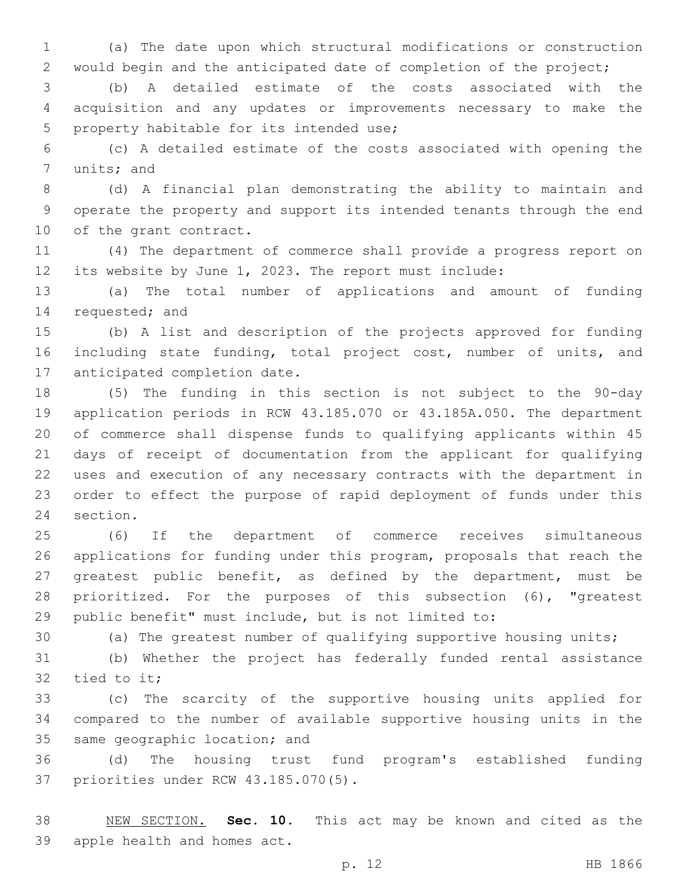(a) The date upon which structural modifications or construction would begin and the anticipated date of completion of the project;

(b) A detailed estimate of the costs associated with the acquisition and any updates or improvements necessary to make the property habitable for its intended use;

(c) A detailed estimate of the costs associated with opening the units; and

(d) A financial plan demonstrating the ability to maintain and operate the property and support its intended tenants through the end of the grant contract.

(4) The department of commerce shall provide a progress report on its website by June 1, 2023. The report must include:

(a) The total number of applications and amount of funding requested; and

(b) A list and description of the projects approved for funding including state funding, total project cost, number of units, and anticipated completion date.

(5) The funding in this section is not subject to the 90-day application periods in RCW 43.185.070 or 43.185A.050. The department of commerce shall dispense funds to qualifying applicants within 45 days of receipt of documentation from the applicant for qualifying uses and execution of any necessary contracts with the department in order to effect the purpose of rapid deployment of funds under this section.

(6) If the department of commerce receives simultaneous applications for funding under this program, proposals that reach the greatest public benefit, as defined by the department, must be prioritized. For the purposes of this subsection (6), "greatest public benefit" must include, but is not limited to:

(a) The greatest number of qualifying supportive housing units;

(b) Whether the project has federally funded rental assistance tied to it;

(c) The scarcity of the supportive housing units applied for compared to the number of available supportive housing units in the same geographic location; and

(d) The housing trust fund program's established funding priorities under RCW 43.185.070(5).

NEW SECTION. **Sec. 10.** This act may be known and cited as the apple health and homes act.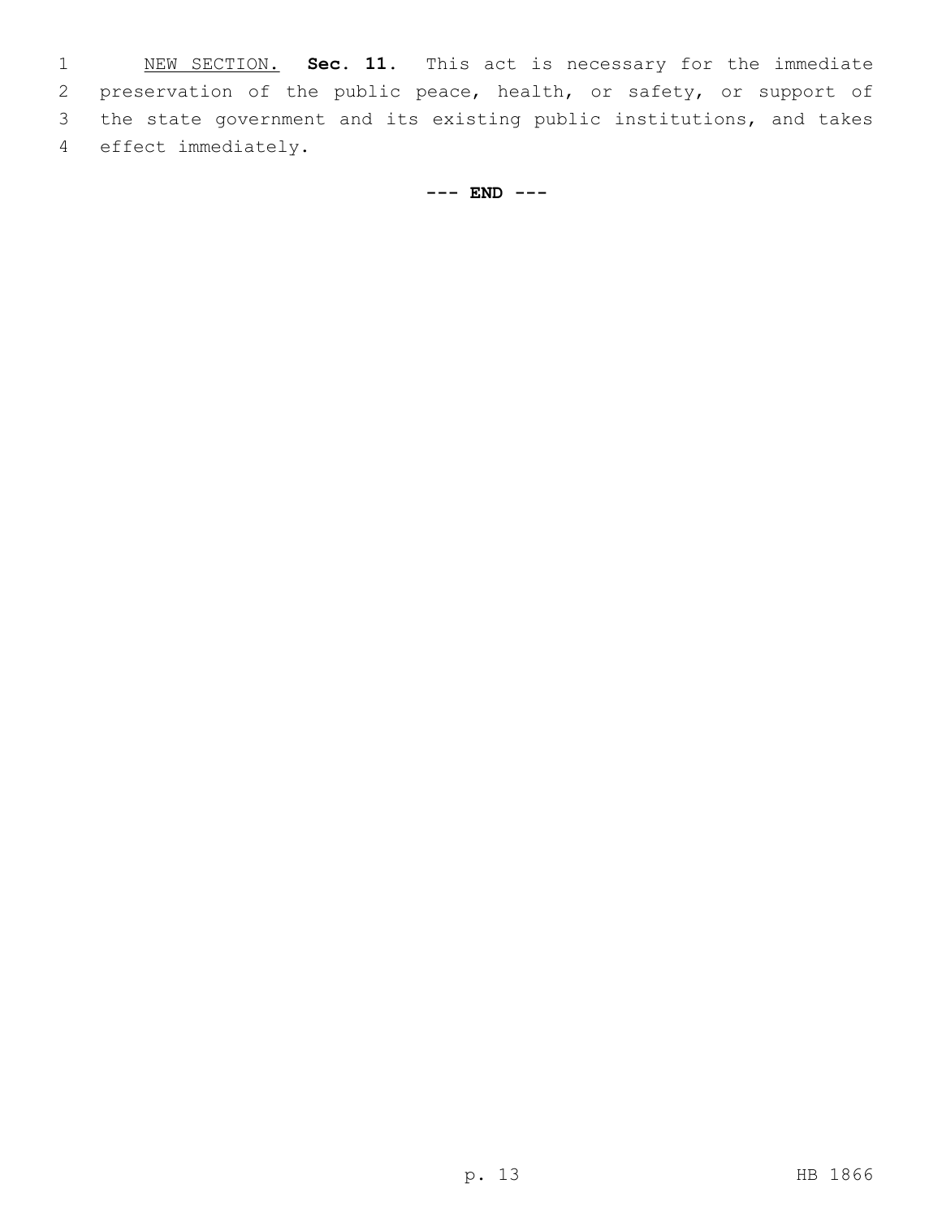NEW SECTION. **Sec. 11.** This act is necessary for the immediate preservation of the public peace, health, or safety, or support of the state government and its existing public institutions, and takes effect immediately.

**--- END ---**